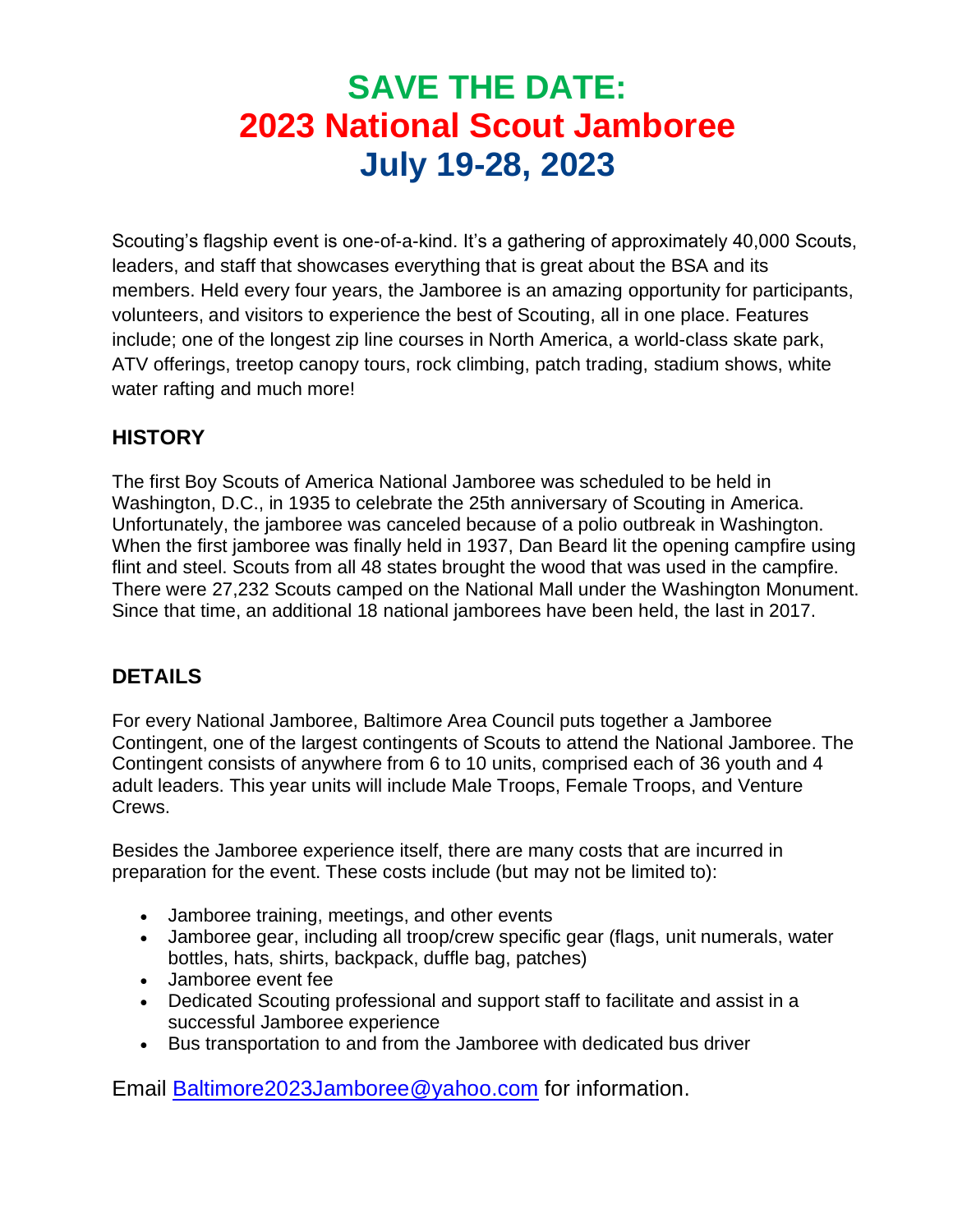# SAVE THE DATE:
# 2023 National Scout Jamboree
# July 19-28, 2023

Scouting's flagship event is one-of-a-kind. It's a gathering of approximately 40,000 Scouts, leaders, and staff that showcases everything that is great about the BSA and its members. Held every four years, the Jamboree is an amazing opportunity for participants, volunteers, and visitors to experience the best of Scouting, all in one place. Features include; one of the longest zip line courses in North America, a world-class skate park, ATV offerings, treetop canopy tours, rock climbing, patch trading, stadium shows, white water rafting and much more!

## HISTORY

The first Boy Scouts of America National Jamboree was scheduled to be held in Washington, D.C., in 1935 to celebrate the 25th anniversary of Scouting in America. Unfortunately, the jamboree was canceled because of a polio outbreak in Washington. When the first jamboree was finally held in 1937, Dan Beard lit the opening campfire using flint and steel. Scouts from all 48 states brought the wood that was used in the campfire. There were 27,232 Scouts camped on the National Mall under the Washington Monument. Since that time, an additional 18 national jamborees have been held, the last in 2017.

## DETAILS

For every National Jamboree, Baltimore Area Council puts together a Jamboree Contingent, one of the largest contingents of Scouts to attend the National Jamboree. The Contingent consists of anywhere from 6 to 10 units, comprised each of 36 youth and 4 adult leaders. This year units will include Male Troops, Female Troops, and Venture Crews.

Besides the Jamboree experience itself, there are many costs that are incurred in preparation for the event. These costs include (but may not be limited to):

- Jamboree training, meetings, and other events
- Jamboree gear, including all troop/crew specific gear (flags, unit numerals, water bottles, hats, shirts, backpack, duffle bag, patches)
- Jamboree event fee
- Dedicated Scouting professional and support staff to facilitate and assist in a successful Jamboree experience
- Bus transportation to and from the Jamboree with dedicated bus driver

Email Baltimore2023Jamboree@yahoo.com for information.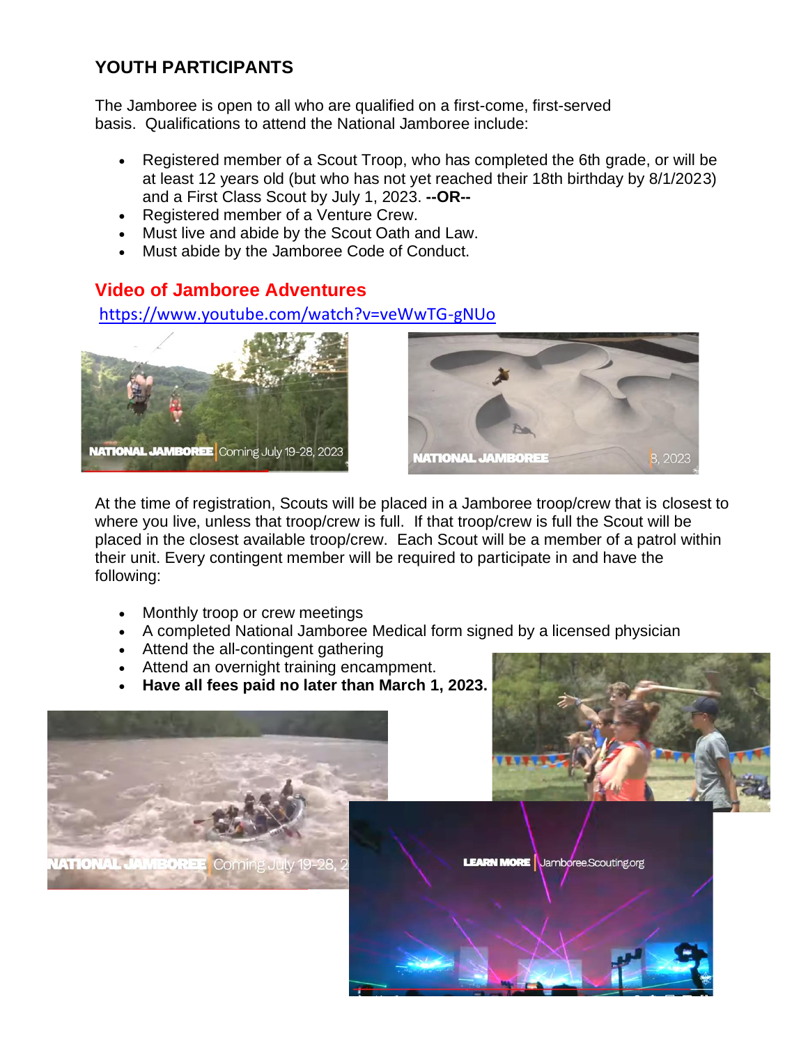## YOUTH PARTICIPANTS

The Jamboree is open to all who are qualified on a first-come, first-served basis. Qualifications to attend the National Jamboree include:

- Registered member of a Scout Troop, who has completed the 6th grade, or will be at least 12 years old (but who has not yet reached their 18th birthday by 8/1/2023) and a First Class Scout by July 1, 2023. **--OR--**
- Registered member of a Venture Crew.
- Must live and abide by the Scout Oath and Law.
- Must abide by the Jamboree Code of Conduct.

## Video of Jamboree Adventures

https://www.youtube.com/watch?v=veWwTG-gNUo

At the time of registration, Scouts will be placed in a Jamboree troop/crew that is closest to where you live, unless that troop/crew is full. If that troop/crew is full the Scout will be placed in the closest available troop/crew. Each Scout will be a member of a patrol within their unit. Every contingent member will be required to participate in and have the following:

- Monthly troop or crew meetings
- A completed National Jamboree Medical form signed by a licensed physician
- Attend the all-contingent gathering
- Attend an overnight training encampment.
- **Have all fees paid no later than March 1, 2023.**